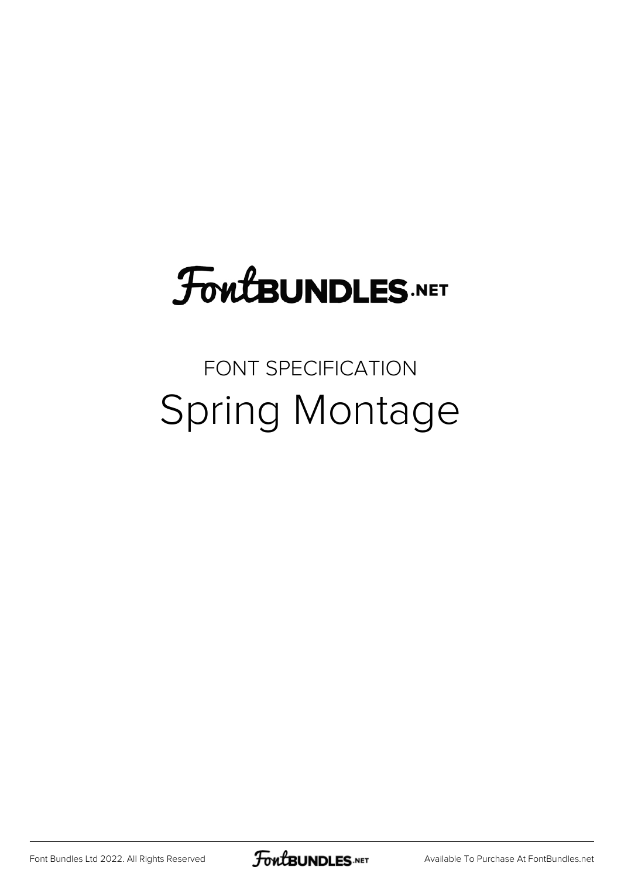# FontBUNDLES.NET

FONT SPECIFICATION

## Spring Montage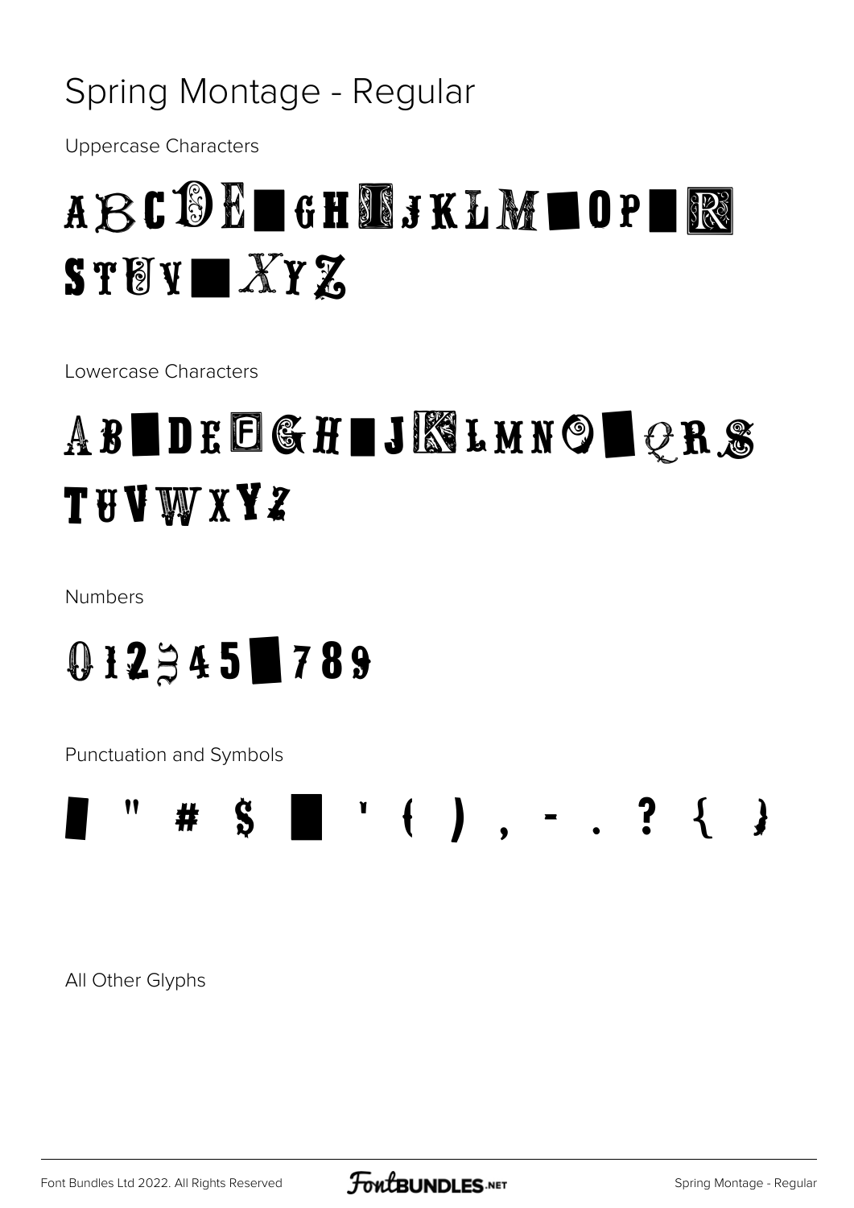# Spring Montage - Regular

Uppercase Characters

A B C D E ■ G H I J K L M ■ O P ■ R S T U V ■ X Y Z

Lowercase Characters

A B ■ D E F G H ■ J K L M N O ■ Q R S T U V W X Y Z

Numbers

0 1 2 3 4 5 ■ 7 8 9

Punctuation and Symbols

■ " # $ ■ ' ( ) , - . ? { }

All Other Glyphs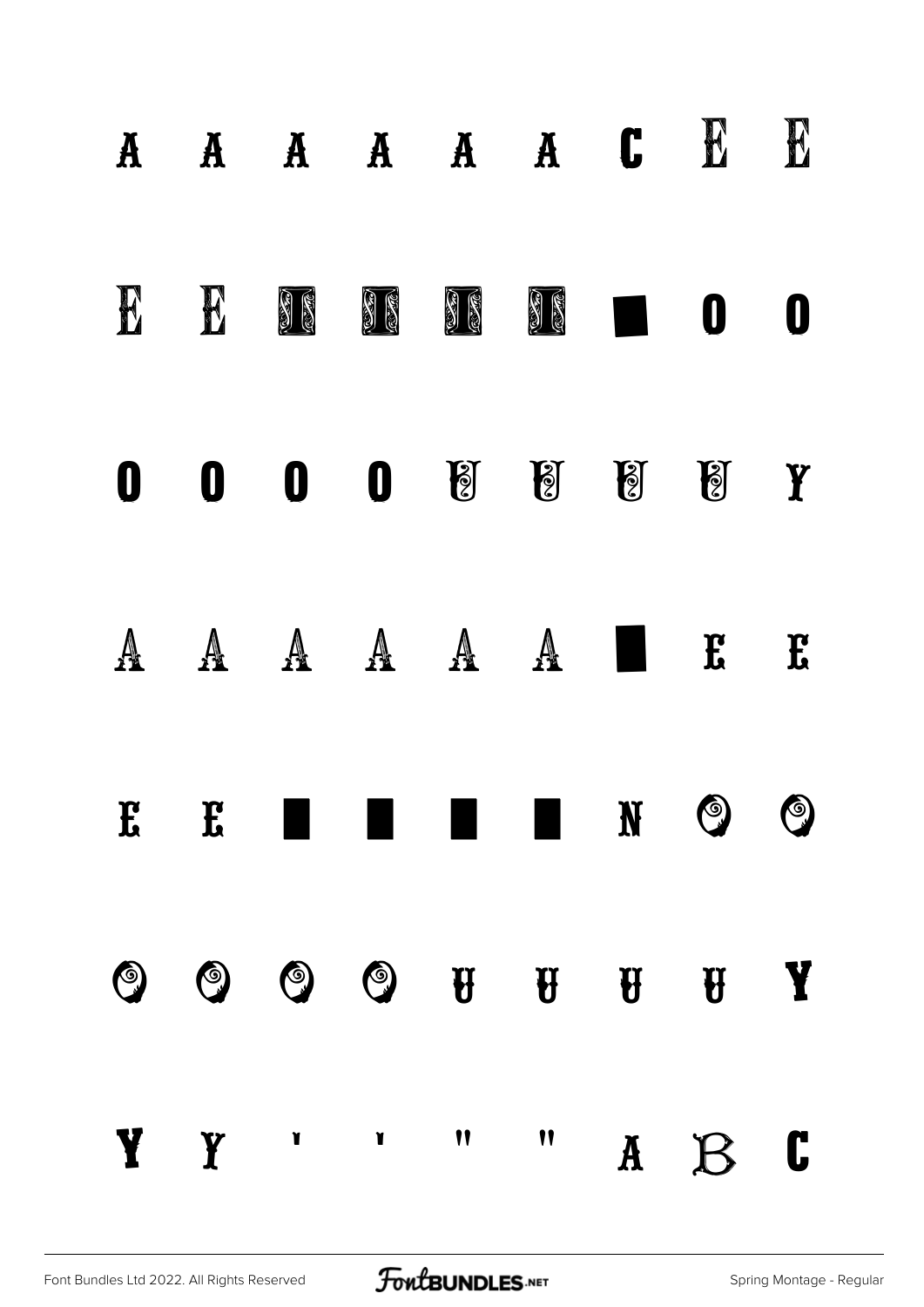A A A A A A C E E

E E I I I I ■ O O

O O O O U U U U Y

A A A A A A ■ E E

E E ■ ■ ■ ■ N O O

O O O O U U U U Y

Y Y ' ' " " A B C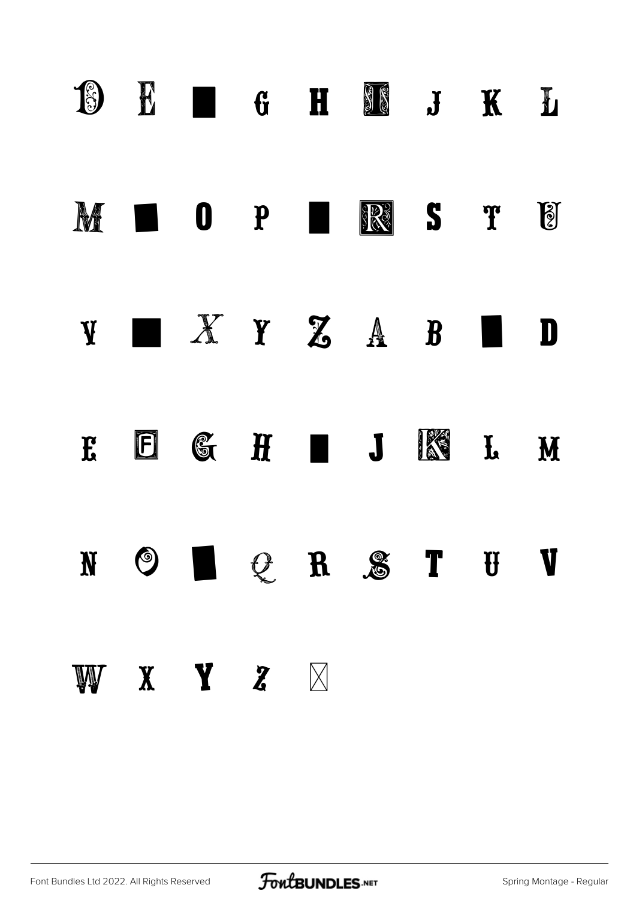D E ■ G H I J K L

M ■ O P ■ R S T U

V ■ X Y Z A B ■ D

E F G H ■ J K L M

N O ■ Q R S T U V

W X Y Z ⊠